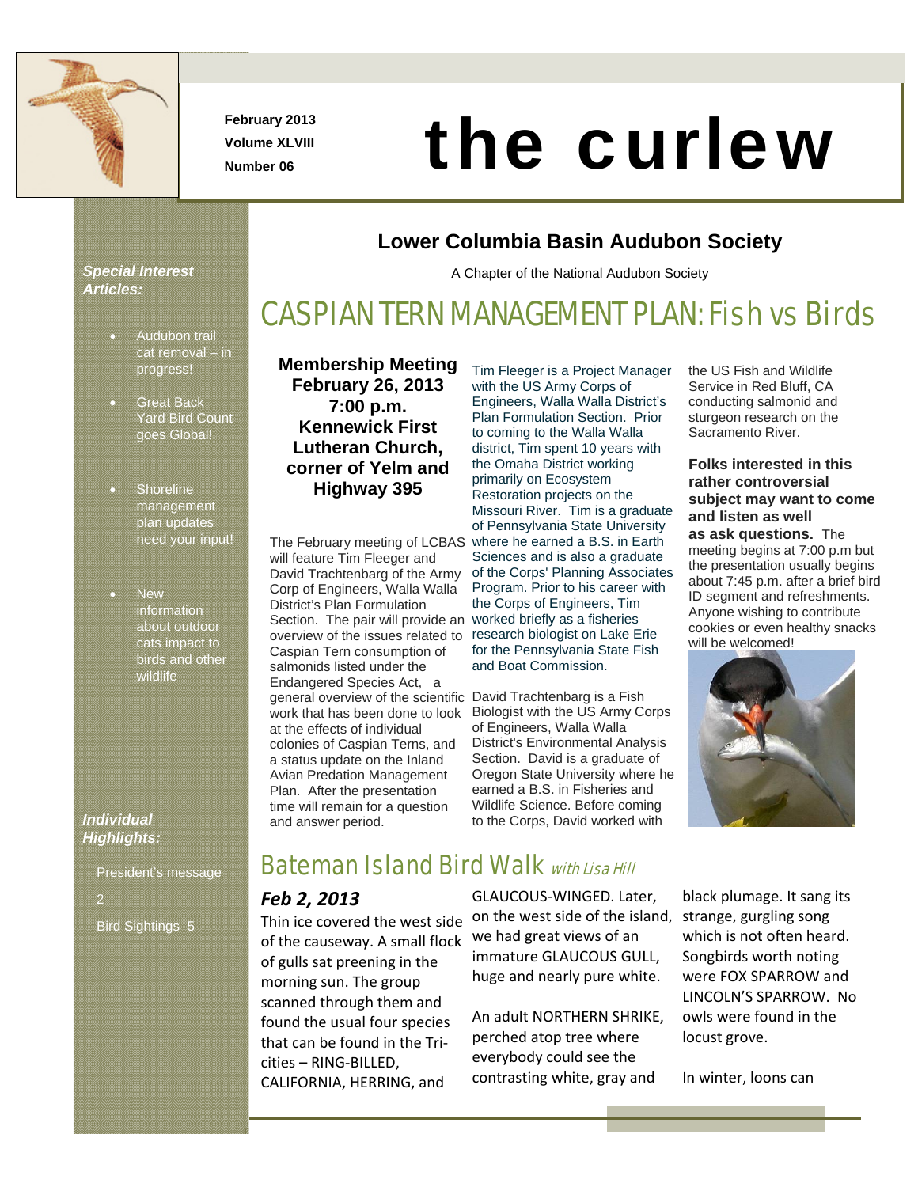February 2013
Volume XLVIII
Number 06

# the curlew

## Lower Columbia Basin Audubon Society

A Chapter of the National Audubon Society

***Special Interest Articles:***

- Audubon trail cat removal – in progress!
- Great Back Yard Bird Count goes Global!
- Shoreline management plan updates need your input!
- New information about outdoor cats impact to birds and other wildlife

***Individual Highlights:***

President's message 2

Bird Sightings 5

# CASPIAN TERN MANAGEMENT PLAN: Fish vs Birds

**Membership Meeting February 26, 2013 7:00 p.m. Kennewick First Lutheran Church, corner of Yelm and Highway 395**

The February meeting of LCBAS will feature Tim Fleeger and David Trachtenbarg of the Army Corp of Engineers, Walla Walla District's Plan Formulation Section. The pair will provide an overview of the issues related to Caspian Tern consumption of salmonids listed under the Endangered Species Act, a general overview of the scientific work that has been done to look at the effects of individual colonies of Caspian Terns, and a status update on the Inland Avian Predation Management Plan. After the presentation time will remain for a question and answer period.

Tim Fleeger is a Project Manager with the US Army Corps of Engineers, Walla Walla District's Plan Formulation Section. Prior to coming to the Walla Walla district, Tim spent 10 years with the Omaha District working primarily on Ecosystem Restoration projects on the Missouri River. Tim is a graduate of Pennsylvania State University where he earned a B.S. in Earth Sciences and is also a graduate of the Corps' Planning Associates Program. Prior to his career with the Corps of Engineers, Tim worked briefly as a fisheries research biologist on Lake Erie for the Pennsylvania State Fish and Boat Commission.

David Trachtenbarg is a Fish Biologist with the US Army Corps of Engineers, Walla Walla District's Environmental Analysis Section. David is a graduate of Oregon State University where he earned a B.S. in Fisheries and Wildlife Science. Before coming to the Corps, David worked with the US Fish and Wildlife Service in Red Bluff, CA conducting salmonid and sturgeon research on the Sacramento River.

**Folks interested in this rather controversial subject may want to come and listen as well as ask questions.** The meeting begins at 7:00 p.m but the presentation usually begins about 7:45 p.m. after a brief bird ID segment and refreshments. Anyone wishing to contribute cookies or even healthy snacks will be welcomed!

# Bateman Island Bird Walk *with Lisa Hill*

***Feb 2, 2013***

Thin ice covered the west side of the causeway. A small flock of gulls sat preening in the morning sun. The group scanned through them and found the usual four species that can be found in the Tri-cities – RING-BILLED, CALIFORNIA, HERRING, and GLAUCOUS-WINGED. Later, on the west side of the island, we had great views of an immature GLAUCOUS GULL, huge and nearly pure white.

An adult NORTHERN SHRIKE, perched atop tree where everybody could see the contrasting white, gray and black plumage. It sang its strange, gurgling song which is not often heard. Songbirds worth noting were FOX SPARROW and LINCOLN'S SPARROW. No owls were found in the locust grove.

In winter, loons can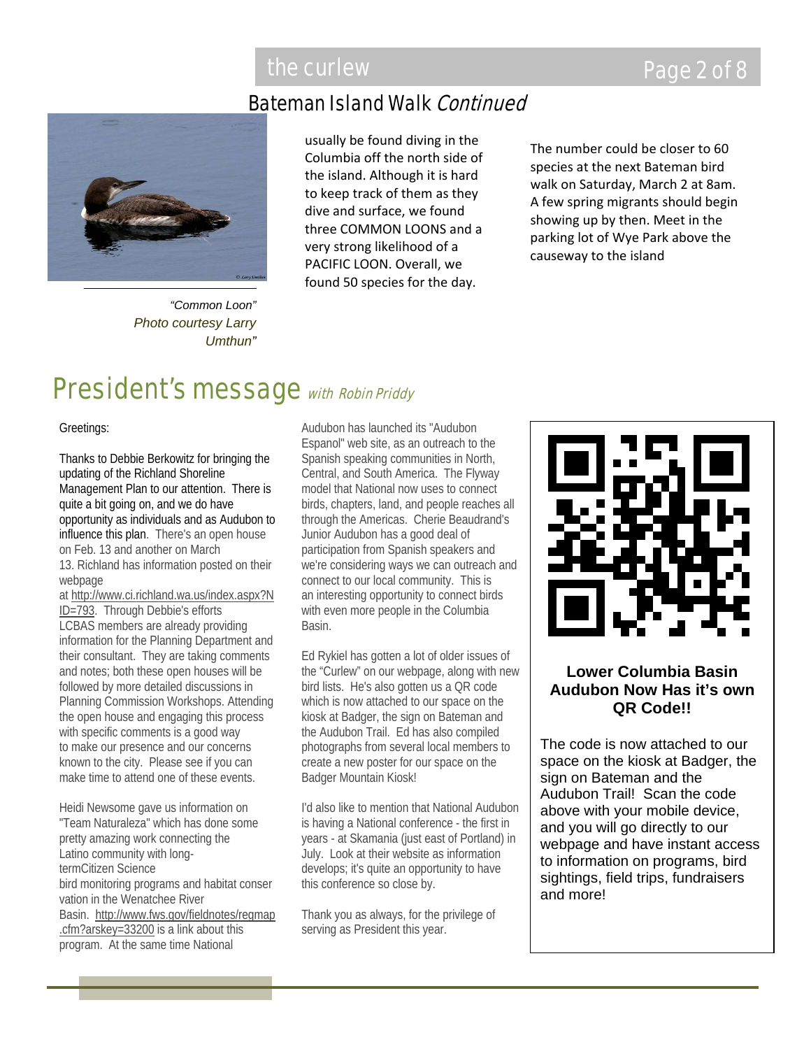## Bateman Island Walk *Continued*

*"Common Loon"*
*Photo courtesy Larry Umthun"*

usually be found diving in the Columbia off the north side of the island. Although it is hard to keep track of them as they dive and surface, we found three COMMON LOONS and a very strong likelihood of a PACIFIC LOON. Overall, we found 50 species for the day.

The number could be closer to 60 species at the next Bateman bird walk on Saturday, March 2 at 8am. A few spring migrants should begin showing up by then. Meet in the parking lot of Wye Park above the causeway to the island

# President's message *with Robin Priddy*

Greetings:

Thanks to Debbie Berkowitz for bringing the updating of the Richland Shoreline Management Plan to our attention. There is quite a bit going on, and we do have opportunity as individuals and as Audubon to influence this plan. There's an open house on Feb. 13 and another on March 13. Richland has information posted on their webpage at http://www.ci.richland.wa.us/index.aspx?NID=793. Through Debbie's efforts LCBAS members are already providing information for the Planning Department and their consultant. They are taking comments and notes; both these open houses will be followed by more detailed discussions in Planning Commission Workshops. Attending the open house and engaging this process with specific comments is a good way to make our presence and our concerns known to the city. Please see if you can make time to attend one of these events.

Heidi Newsome gave us information on "Team Naturaleza" which has done some pretty amazing work connecting the Latino community with long-termCitizen Science bird monitoring programs and habitat conservation in the Wenatchee River Basin. http://www.fws.gov/fieldnotes/regmap.cfm?arskey=33200 is a link about this program. At the same time National Audubon has launched its "Audubon Espanol" web site, as an outreach to the Spanish speaking communities in North, Central, and South America. The Flyway model that National now uses to connect birds, chapters, land, and people reaches all through the Americas. Cherie Beaudrand's Junior Audubon has a good deal of participation from Spanish speakers and we're considering ways we can outreach and connect to our local community. This is an interesting opportunity to connect birds with even more people in the Columbia Basin.

Ed Rykiel has gotten a lot of older issues of the "Curlew" on our webpage, along with new bird lists. He's also gotten us a QR code which is now attached to our space on the kiosk at Badger, the sign on Bateman and the Audubon Trail. Ed has also compiled photographs from several local members to create a new poster for our space on the Badger Mountain Kiosk!

I'd also like to mention that National Audubon is having a National conference - the first in years - at Skamania (just east of Portland) in July. Look at their website as information develops; it's quite an opportunity to have this conference so close by.

Thank you as always, for the privilege of serving as President this year.

**Lower Columbia Basin Audubon Now Has it's own QR Code!!**

The code is now attached to our space on the kiosk at Badger, the sign on Bateman and the Audubon Trail! Scan the code above with your mobile device, and you will go directly to our webpage and have instant access to information on programs, bird sightings, field trips, fundraisers and more!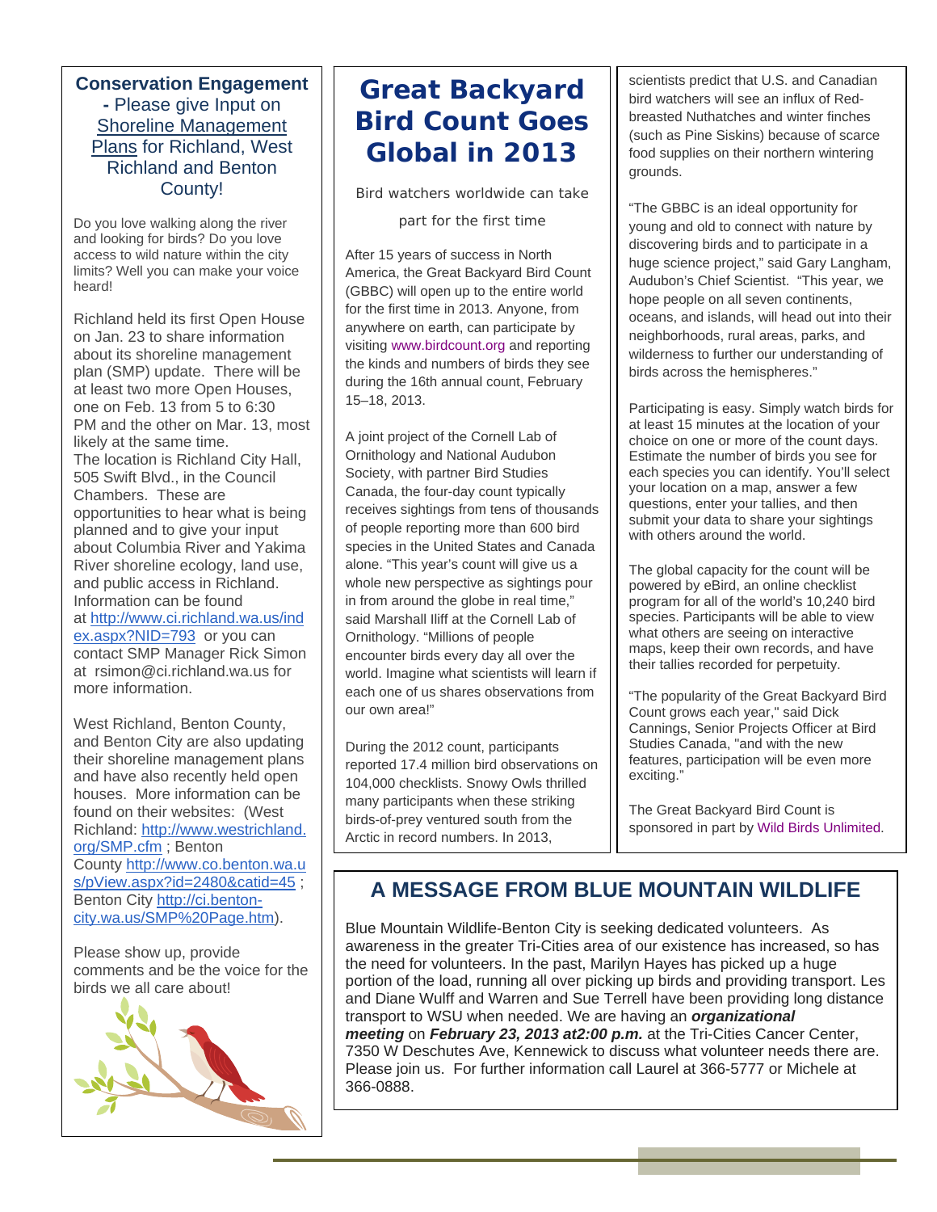## Conservation Engagement - Please give Input on Shoreline Management Plans for Richland, West Richland and Benton County!

Do you love walking along the river and looking for birds? Do you love access to wild nature within the city limits? Well you can make your voice heard!

Richland held its first Open House on Jan. 23 to share information about its shoreline management plan (SMP) update. There will be at least two more Open Houses, one on Feb. 13 from 5 to 6:30 PM and the other on Mar. 13, most likely at the same time. The location is Richland City Hall, 505 Swift Blvd., in the Council Chambers. These are opportunities to hear what is being planned and to give your input about Columbia River and Yakima River shoreline ecology, land use, and public access in Richland. Information can be found at http://www.ci.richland.wa.us/index.aspx?NID=793 or you can contact SMP Manager Rick Simon at rsimon@ci.richland.wa.us for more information.

West Richland, Benton County, and Benton City are also updating their shoreline management plans and have also recently held open houses. More information can be found on their websites: (West Richland: http://www.westrichland.org/SMP.cfm ; Benton County http://www.co.benton.wa.us/pView.aspx?id=2480&catid=45 ; Benton City http://ci.benton-city.wa.us/SMP%20Page.htm).

Please show up, provide comments and be the voice for the birds we all care about!

# Great Backyard Bird Count Goes Global in 2013

Bird watchers worldwide can take part for the first time

After 15 years of success in North America, the Great Backyard Bird Count (GBBC) will open up to the entire world for the first time in 2013. Anyone, from anywhere on earth, can participate by visiting www.birdcount.org and reporting the kinds and numbers of birds they see during the 16th annual count, February 15–18, 2013.

A joint project of the Cornell Lab of Ornithology and National Audubon Society, with partner Bird Studies Canada, the four-day count typically receives sightings from tens of thousands of people reporting more than 600 bird species in the United States and Canada alone. “This year’s count will give us a whole new perspective as sightings pour in from around the globe in real time,” said Marshall Iliff at the Cornell Lab of Ornithology. “Millions of people encounter birds every day all over the world. Imagine what scientists will learn if each one of us shares observations from our own area!”

During the 2012 count, participants reported 17.4 million bird observations on 104,000 checklists. Snowy Owls thrilled many participants when these striking birds-of-prey ventured south from the Arctic in record numbers. In 2013, scientists predict that U.S. and Canadian bird watchers will see an influx of Red-breasted Nuthatches and winter finches (such as Pine Siskins) because of scarce food supplies on their northern wintering grounds.

“The GBBC is an ideal opportunity for young and old to connect with nature by discovering birds and to participate in a huge science project,” said Gary Langham, Audubon’s Chief Scientist. “This year, we hope people on all seven continents, oceans, and islands, will head out into their neighborhoods, rural areas, parks, and wilderness to further our understanding of birds across the hemispheres.”

Participating is easy. Simply watch birds for at least 15 minutes at the location of your choice on one or more of the count days. Estimate the number of birds you see for each species you can identify. You’ll select your location on a map, answer a few questions, enter your tallies, and then submit your data to share your sightings with others around the world.

The global capacity for the count will be powered by eBird, an online checklist program for all of the world’s 10,240 bird species. Participants will be able to view what others are seeing on interactive maps, keep their own records, and have their tallies recorded for perpetuity.

“The popularity of the Great Backyard Bird Count grows each year," said Dick Cannings, Senior Projects Officer at Bird Studies Canada, "and with the new features, participation will be even more exciting.”

The Great Backyard Bird Count is sponsored in part by Wild Birds Unlimited.

## A MESSAGE FROM BLUE MOUNTAIN WILDLIFE

Blue Mountain Wildlife-Benton City is seeking dedicated volunteers. As awareness in the greater Tri-Cities area of our existence has increased, so has the need for volunteers. In the past, Marilyn Hayes has picked up a huge portion of the load, running all over picking up birds and providing transport. Les and Diane Wulff and Warren and Sue Terrell have been providing long distance transport to WSU when needed. We are having an ***organizational meeting*** on ***February 23, 2013 at2:00 p.m.*** at the Tri-Cities Cancer Center, 7350 W Deschutes Ave, Kennewick to discuss what volunteer needs there are. Please join us. For further information call Laurel at 366-5777 or Michele at 366-0888.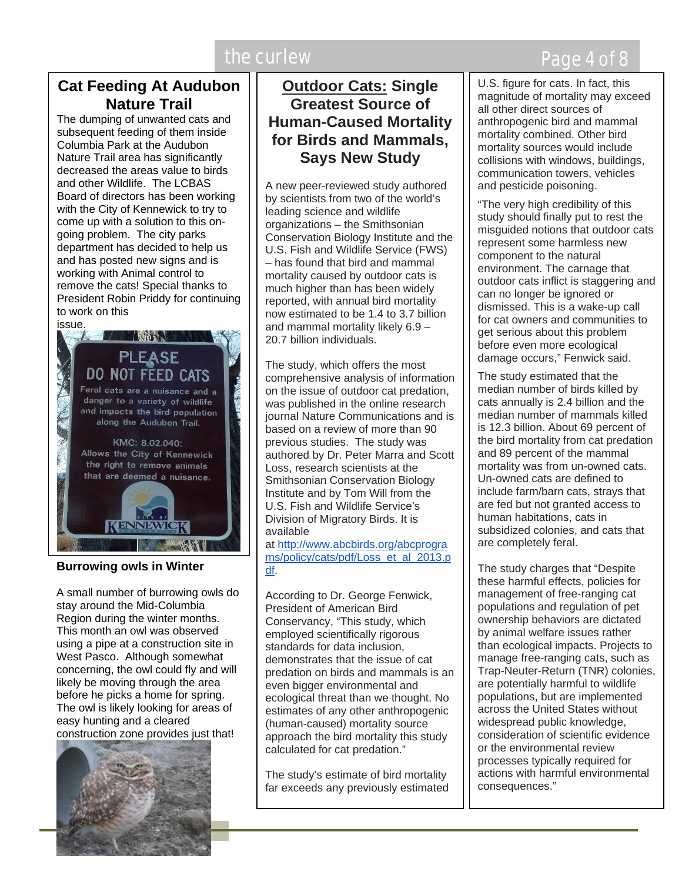## Cat Feeding At Audubon Nature Trail

The dumping of unwanted cats and subsequent feeding of them inside Columbia Park at the Audubon Nature Trail area has significantly decreased the areas value to birds and other Wildlife. The LCBAS Board of directors has been working with the City of Kennewick to try to come up with a solution to this on-going problem. The city parks department has decided to help us and has posted new signs and is working with Animal control to remove the cats! Special thanks to President Robin Priddy for continuing to work on this issue.

### Burrowing owls in Winter

A small number of burrowing owls do stay around the Mid-Columbia Region during the winter months. This month an owl was observed using a pipe at a construction site in West Pasco. Although somewhat concerning, the owl could fly and will likely be moving through the area before he picks a home for spring. The owl is likely looking for areas of easy hunting and a cleared construction zone provides just that!

## Outdoor Cats: Single Greatest Source of Human-Caused Mortality for Birds and Mammals, Says New Study

A new peer-reviewed study authored by scientists from two of the world's leading science and wildlife organizations – the Smithsonian Conservation Biology Institute and the U.S. Fish and Wildlife Service (FWS) – has found that bird and mammal mortality caused by outdoor cats is much higher than has been widely reported, with annual bird mortality now estimated to be 1.4 to 3.7 billion and mammal mortality likely 6.9 – 20.7 billion individuals.

The study, which offers the most comprehensive analysis of information on the issue of outdoor cat predation, was published in the online research journal Nature Communications and is based on a review of more than 90 previous studies. The study was authored by Dr. Peter Marra and Scott Loss, research scientists at the Smithsonian Conservation Biology Institute and by Tom Will from the U.S. Fish and Wildlife Service's Division of Migratory Birds. It is available at http://www.abcbirds.org/abcprograms/policy/cats/pdf/Loss_et_al_2013.pdf.

According to Dr. George Fenwick, President of American Bird Conservancy, "This study, which employed scientifically rigorous standards for data inclusion, demonstrates that the issue of cat predation on birds and mammals is an even bigger environmental and ecological threat than we thought. No estimates of any other anthropogenic (human-caused) mortality source approach the bird mortality this study calculated for cat predation."

The study's estimate of bird mortality far exceeds any previously estimated U.S. figure for cats. In fact, this magnitude of mortality may exceed all other direct sources of anthropogenic bird and mammal mortality combined. Other bird mortality sources would include collisions with windows, buildings, communication towers, vehicles and pesticide poisoning.

"The very high credibility of this study should finally put to rest the misguided notions that outdoor cats represent some harmless new component to the natural environment. The carnage that outdoor cats inflict is staggering and can no longer be ignored or dismissed. This is a wake-up call for cat owners and communities to get serious about this problem before even more ecological damage occurs," Fenwick said.

The study estimated that the median number of birds killed by cats annually is 2.4 billion and the median number of mammals killed is 12.3 billion. About 69 percent of the bird mortality from cat predation and 89 percent of the mammal mortality was from un-owned cats. Un-owned cats are defined to include farm/barn cats, strays that are fed but not granted access to human habitations, cats in subsidized colonies, and cats that are completely feral.

The study charges that "Despite these harmful effects, policies for management of free-ranging cat populations and regulation of pet ownership behaviors are dictated by animal welfare issues rather than ecological impacts. Projects to manage free-ranging cats, such as Trap-Neuter-Return (TNR) colonies, are potentially harmful to wildlife populations, but are implemented across the United States without widespread public knowledge, consideration of scientific evidence or the environmental review processes typically required for actions with harmful environmental consequences."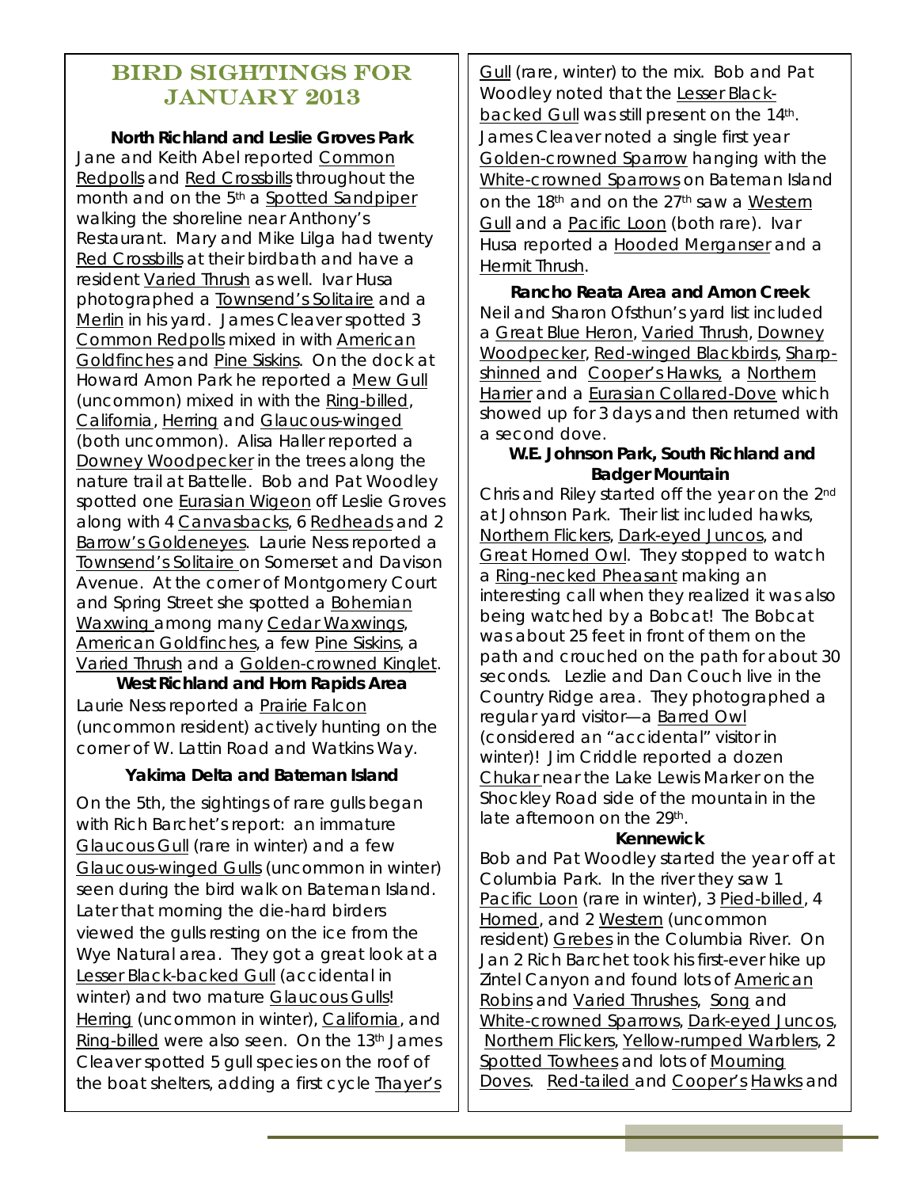# Bird Sightings for January 2013

**North Richland and Leslie Groves Park**

Jane and Keith Abel reported Common Redpolls and Red Crossbills throughout the month and on the 5th a Spotted Sandpiper walking the shoreline near Anthony's Restaurant. Mary and Mike Lilga had twenty Red Crossbills at their birdbath and have a resident Varied Thrush as well. Ivar Husa photographed a Townsend's Solitaire and a Merlin in his yard. James Cleaver spotted 3 Common Redpolls mixed in with American Goldfinches and Pine Siskins. On the dock at Howard Amon Park he reported a Mew Gull (uncommon) mixed in with the Ring-billed, California, Herring and Glaucous-winged (both uncommon). Alisa Haller reported a Downey Woodpecker in the trees along the nature trail at Battelle. Bob and Pat Woodley spotted one Eurasian Wigeon off Leslie Groves along with 4 Canvasbacks, 6 Redheads and 2 Barrow's Goldeneyes. Laurie Ness reported a Townsend's Solitaire on Somerset and Davison Avenue. At the corner of Montgomery Court and Spring Street she spotted a Bohemian Waxwing among many Cedar Waxwings, American Goldfinches, a few Pine Siskins, a Varied Thrush and a Golden-crowned Kinglet.

**West Richland and Horn Rapids Area**

Laurie Ness reported a Prairie Falcon (uncommon resident) actively hunting on the corner of W. Lattin Road and Watkins Way.

**Yakima Delta and Bateman Island**

On the 5th, the sightings of rare gulls began with Rich Barchet's report: an immature Glaucous Gull (rare in winter) and a few Glaucous-winged Gulls (uncommon in winter) seen during the bird walk on Bateman Island. Later that morning the die-hard birders viewed the gulls resting on the ice from the Wye Natural area. They got a great look at a Lesser Black-backed Gull (accidental in winter) and two mature Glaucous Gulls! Herring (uncommon in winter), California, and Ring-billed were also seen. On the 13th James Cleaver spotted 5 gull species on the roof of the boat shelters, adding a first cycle Thayer's Gull (rare, winter) to the mix. Bob and Pat Woodley noted that the Lesser Black-backed Gull was still present on the 14th. James Cleaver noted a single first year Golden-crowned Sparrow hanging with the White-crowned Sparrows on Bateman Island on the 18th and on the 27th saw a Western Gull and a Pacific Loon (both rare). Ivar Husa reported a Hooded Merganser and a Hermit Thrush.

**Rancho Reata Area and Amon Creek**

Neil and Sharon Ofsthun's yard list included a Great Blue Heron, Varied Thrush, Downey Woodpecker, Red-winged Blackbirds, Sharp-shinned and Cooper's Hawks, a Northern Harrier and a Eurasian Collared-Dove which showed up for 3 days and then returned with a second dove.

**W.E. Johnson Park, South Richland and Badger Mountain**

Chris and Riley started off the year on the 2nd at Johnson Park. Their list included hawks, Northern Flickers, Dark-eyed Juncos, and Great Horned Owl. They stopped to watch a Ring-necked Pheasant making an interesting call when they realized it was also being watched by a Bobcat! The Bobcat was about 25 feet in front of them on the path and crouched on the path for about 30 seconds. Lezlie and Dan Couch live in the Country Ridge area. They photographed a regular yard visitor—a Barred Owl (considered an "accidental" visitor in winter)! Jim Criddle reported a dozen Chukar near the Lake Lewis Marker on the Shockley Road side of the mountain in the late afternoon on the 29th.

**Kennewick**

Bob and Pat Woodley started the year off at Columbia Park. In the river they saw 1 Pacific Loon (rare in winter), 3 Pied-billed, 4 Horned, and 2 Western (uncommon resident) Grebes in the Columbia River. On Jan 2 Rich Barchet took his first-ever hike up Zintel Canyon and found lots of American Robins and Varied Thrushes, Song and White-crowned Sparrows, Dark-eyed Juncos, Northern Flickers, Yellow-rumped Warblers, 2 Spotted Towhees and lots of Mourning Doves. Red-tailed and Cooper's Hawks and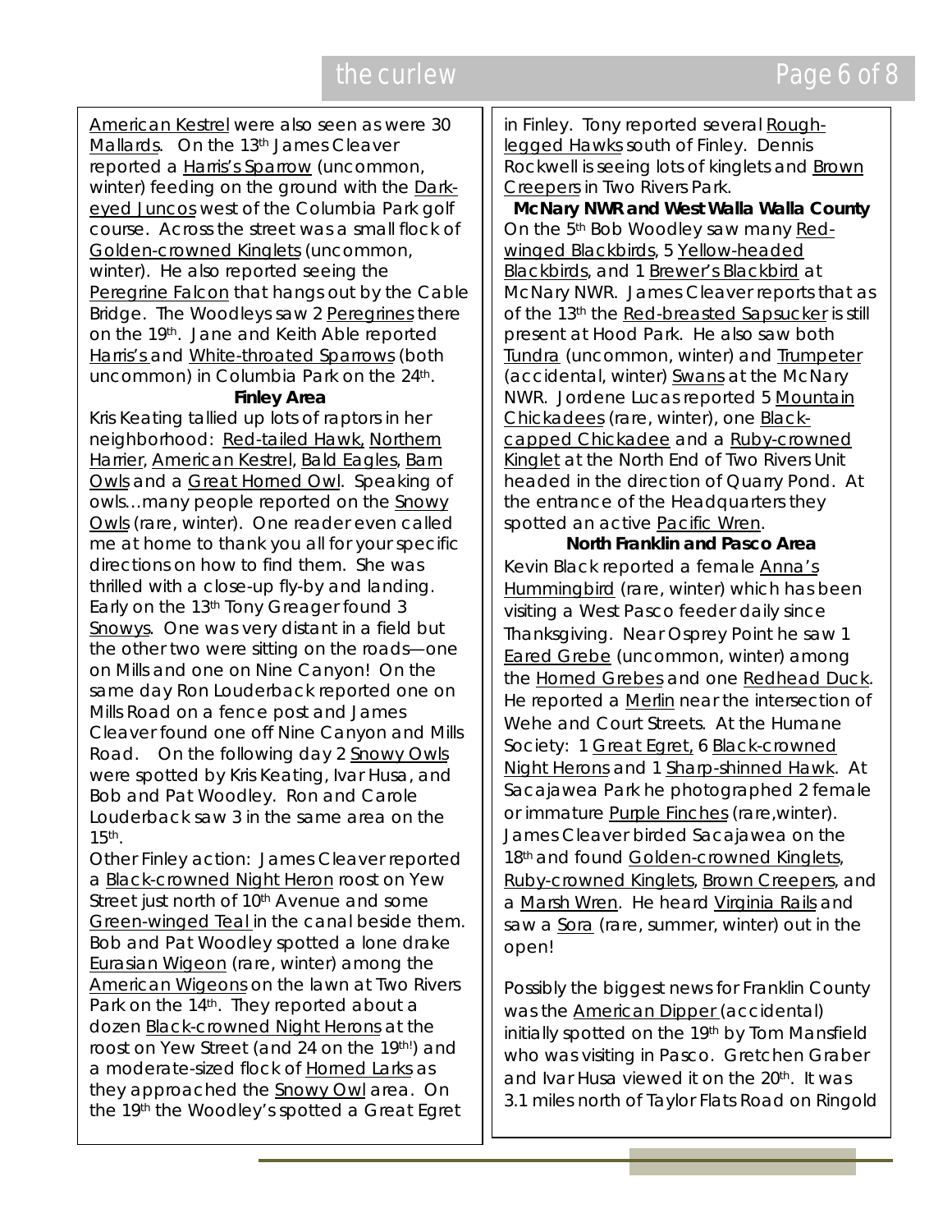American Kestrel were also seen as were 30 Mallards. On the 13th James Cleaver reported a Harris's Sparrow (uncommon, winter) feeding on the ground with the Dark-eyed Juncos west of the Columbia Park golf course. Across the street was a small flock of Golden-crowned Kinglets (uncommon, winter). He also reported seeing the Peregrine Falcon that hangs out by the Cable Bridge. The Woodleys saw 2 Peregrines there on the 19th. Jane and Keith Able reported Harris's and White-throated Sparrows (both uncommon) in Columbia Park on the 24th.

**Finley Area**

Kris Keating tallied up lots of raptors in her neighborhood: Red-tailed Hawk, Northern Harrier, American Kestrel, Bald Eagles, Barn Owls and a Great Horned Owl. Speaking of owls…many people reported on the Snowy Owls (rare, winter). One reader even called me at home to thank you all for your specific directions on how to find them. She was thrilled with a close-up fly-by and landing. Early on the 13th Tony Greager found 3 Snowys. One was very distant in a field but the other two were sitting on the roads—one on Mills and one on Nine Canyon! On the same day Ron Louderback reported one on Mills Road on a fence post and James Cleaver found one off Nine Canyon and Mills Road. On the following day 2 Snowy Owls were spotted by Kris Keating, Ivar Husa, and Bob and Pat Woodley. Ron and Carole Louderback saw 3 in the same area on the 15th.

Other Finley action: James Cleaver reported a Black-crowned Night Heron roost on Yew Street just north of 10th Avenue and some Green-winged Teal in the canal beside them. Bob and Pat Woodley spotted a lone drake Eurasian Wigeon (rare, winter) among the American Wigeons on the lawn at Two Rivers Park on the 14th. They reported about a dozen Black-crowned Night Herons at the roost on Yew Street (and 24 on the 19th!) and a moderate-sized flock of Horned Larks as they approached the Snowy Owl area. On the 19th the Woodley's spotted a Great Egret in Finley. Tony reported several Rough-legged Hawks south of Finley. Dennis Rockwell is seeing lots of kinglets and Brown Creepers in Two Rivers Park.

**McNary NWR and West Walla Walla County**

On the 5th Bob Woodley saw many Red-winged Blackbirds, 5 Yellow-headed Blackbirds, and 1 Brewer's Blackbird at McNary NWR. James Cleaver reports that as of the 13th the Red-breasted Sapsucker is still present at Hood Park. He also saw both Tundra (uncommon, winter) and Trumpeter (accidental, winter) Swans at the McNary NWR. Jordene Lucas reported 5 Mountain Chickadees (rare, winter), one Black-capped Chickadee and a Ruby-crowned Kinglet at the North End of Two Rivers Unit headed in the direction of Quarry Pond. At the entrance of the Headquarters they spotted an active Pacific Wren.

**North Franklin and Pasco Area**

Kevin Black reported a female Anna's Hummingbird (rare, winter) which has been visiting a West Pasco feeder daily since Thanksgiving. Near Osprey Point he saw 1 Eared Grebe (uncommon, winter) among the Horned Grebes and one Redhead Duck. He reported a Merlin near the intersection of Wehe and Court Streets. At the Humane Society: 1 Great Egret, 6 Black-crowned Night Herons and 1 Sharp-shinned Hawk. At Sacajawea Park he photographed 2 female or immature Purple Finches (rare,winter). James Cleaver birded Sacajawea on the 18th and found Golden-crowned Kinglets, Ruby-crowned Kinglets, Brown Creepers, and a Marsh Wren. He heard Virginia Rails and saw a Sora (rare, summer, winter) out in the open!

Possibly the biggest news for Franklin County was the American Dipper (accidental) initially spotted on the 19th by Tom Mansfield who was visiting in Pasco. Gretchen Graber and Ivar Husa viewed it on the 20th. It was 3.1 miles north of Taylor Flats Road on Ringold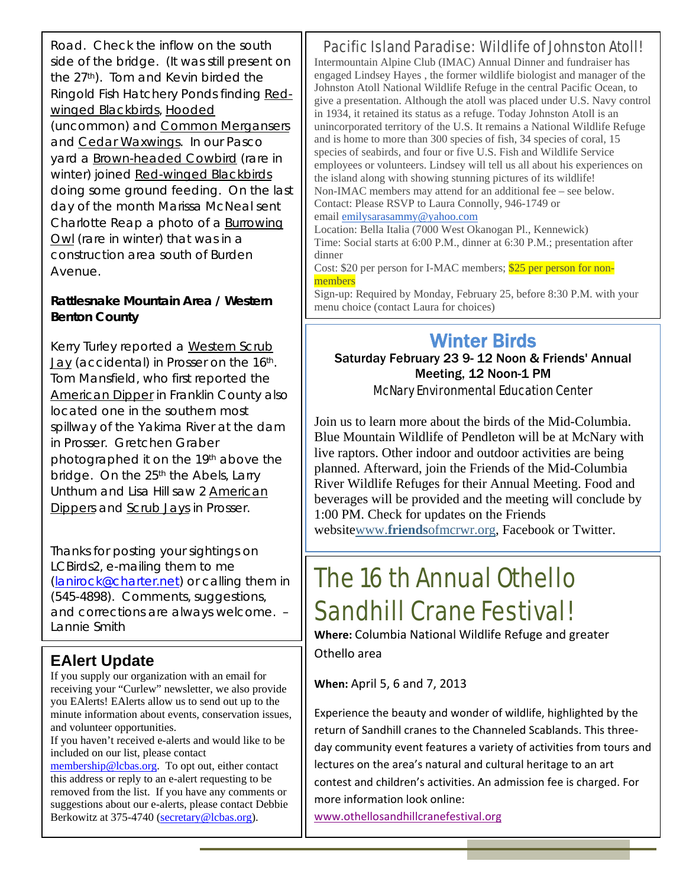Road. Check the inflow on the south side of the bridge. (It was still present on the 27th). Tom and Kevin birded the Ringold Fish Hatchery Ponds finding Red-winged Blackbirds, Hooded (uncommon) and Common Mergansers and Cedar Waxwings. In our Pasco yard a Brown-headed Cowbird (rare in winter) joined Red-winged Blackbirds doing some ground feeding. On the last day of the month Marissa McNeal sent Charlotte Reap a photo of a Burrowing Owl (rare in winter) that was in a construction area south of Burden Avenue.

**Rattlesnake Mountain Area / Western Benton County**

Kerry Turley reported a Western Scrub Jay (accidental) in Prosser on the 16th. Tom Mansfield, who first reported the American Dipper in Franklin County also located one in the southern most spillway of the Yakima River at the dam in Prosser. Gretchen Graber photographed it on the 19th above the bridge. On the 25th the Abels, Larry Unthum and Lisa Hill saw 2 American Dippers and Scrub Jays in Prosser.

Thanks for posting your sightings on LCBirds2, e-mailing them to me (lanirock@charter.net) or calling them in (545-4898). Comments, suggestions, and corrections are always welcome. – Lannie Smith

## EAlert Update

If you supply our organization with an email for receiving your "Curlew" newsletter, we also provide you EAlerts! EAlerts allow us to send out up to the minute information about events, conservation issues, and volunteer opportunities.

If you haven't received e-alerts and would like to be included on our list, please contact membership@lcbas.org. To opt out, either contact this address or reply to an e-alert requesting to be removed from the list. If you have any comments or suggestions about our e-alerts, please contact Debbie Berkowitz at 375-4740 (secretary@lcbas.org).

## Pacific Island Paradise: Wildlife of Johnston Atoll!

Intermountain Alpine Club (IMAC) Annual Dinner and fundraiser has engaged Lindsey Hayes , the former wildlife biologist and manager of the Johnston Atoll National Wildlife Refuge in the central Pacific Ocean, to give a presentation. Although the atoll was placed under U.S. Navy control in 1934, it retained its status as a refuge. Today Johnston Atoll is an unincorporated territory of the U.S. It remains a National Wildlife Refuge and is home to more than 300 species of fish, 34 species of coral, 15 species of seabirds, and four or five U.S. Fish and Wildlife Service employees or volunteers. Lindsey will tell us all about his experiences on the island along with showing stunning pictures of its wildlife!

Non-IMAC members may attend for an additional fee – see below.

Contact: Please RSVP to Laura Connolly, 946-1749 or email emilysarasammy@yahoo.com

Location: Bella Italia (7000 West Okanogan Pl., Kennewick)

Time: Social starts at 6:00 P.M., dinner at 6:30 P.M.; presentation after dinner

Cost: $20 per person for I-MAC members; $25 per person for non-members

Sign-up: Required by Monday, February 25, before 8:30 P.M. with your menu choice (contact Laura for choices)

## Winter Birds

**Saturday February 23 9- 12 Noon & Friends' Annual Meeting, 12 Noon-1 PM**

*McNary Environmental Education Center*

Join us to learn more about the birds of the Mid-Columbia. Blue Mountain Wildlife of Pendleton will be at McNary with live raptors. Other indoor and outdoor activities are being planned. Afterward, join the Friends of the Mid-Columbia River Wildlife Refuges for their Annual Meeting. Food and beverages will be provided and the meeting will conclude by 1:00 PM. Check for updates on the Friends website www.friendsofmcrwr.org, Facebook or Twitter.

## The 16 th Annual Othello Sandhill Crane Festival!

**Where:** Columbia National Wildlife Refuge and greater Othello area

**When:** April 5, 6 and 7, 2013

Experience the beauty and wonder of wildlife, highlighted by the return of Sandhill cranes to the Channeled Scablands. This three-day community event features a variety of activities from tours and lectures on the area's natural and cultural heritage to an art contest and children's activities. An admission fee is charged. For more information look online:

www.othellosandhillcranefestival.org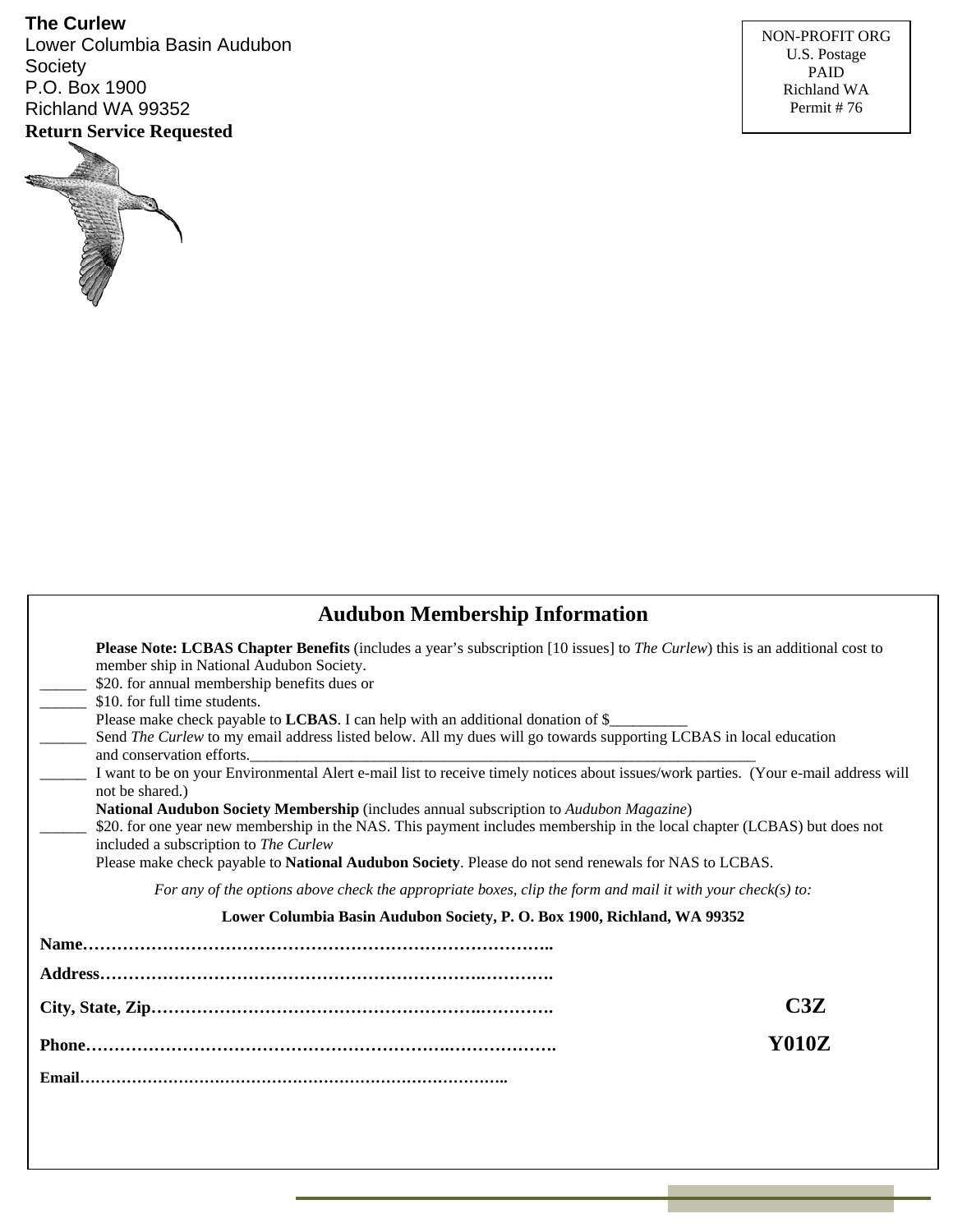**The Curlew**
Lower Columbia Basin Audubon Society
P.O. Box 1900
Richland WA 99352
**Return Service Requested**

NON-PROFIT ORG
U.S. Postage
PAID
Richland WA
Permit # 76

## Audubon Membership Information

**Please Note: LCBAS Chapter Benefits** (includes a year's subscription [10 issues] to *The Curlew*) this is an additional cost to member ship in National Audubon Society.

______ $20. for annual membership benefits dues or

______ $10. for full time students.

Please make check payable to **LCBAS**. I can help with an additional donation of $__________

______ Send *The Curlew* to my email address listed below. All my dues will go towards supporting LCBAS in local education and conservation efforts.________________________________________________________________

______ I want to be on your Environmental Alert e-mail list to receive timely notices about issues/work parties. (Your e-mail address will not be shared.)

**National Audubon Society Membership** (includes annual subscription to *Audubon Magazine*)

______ $20. for one year new membership in the NAS. This payment includes membership in the local chapter (LCBAS) but does not included a subscription to *The Curlew*

Please make check payable to **National Audubon Society**. Please do not send renewals for NAS to LCBAS.

*For any of the options above check the appropriate boxes, clip the form and mail it with your check(s) to:*

**Lower Columbia Basin Audubon Society, P. O. Box 1900, Richland, WA 99352**

**Name**…………………………………………………………………………..

**Address**……………………………………………………………….………….

**City, State, Zip**…………………………………………………….…………. **C3Z**

**Phone**………………………………………………………….………………. **Y010Z**

**Email**………………………………………………………………………..